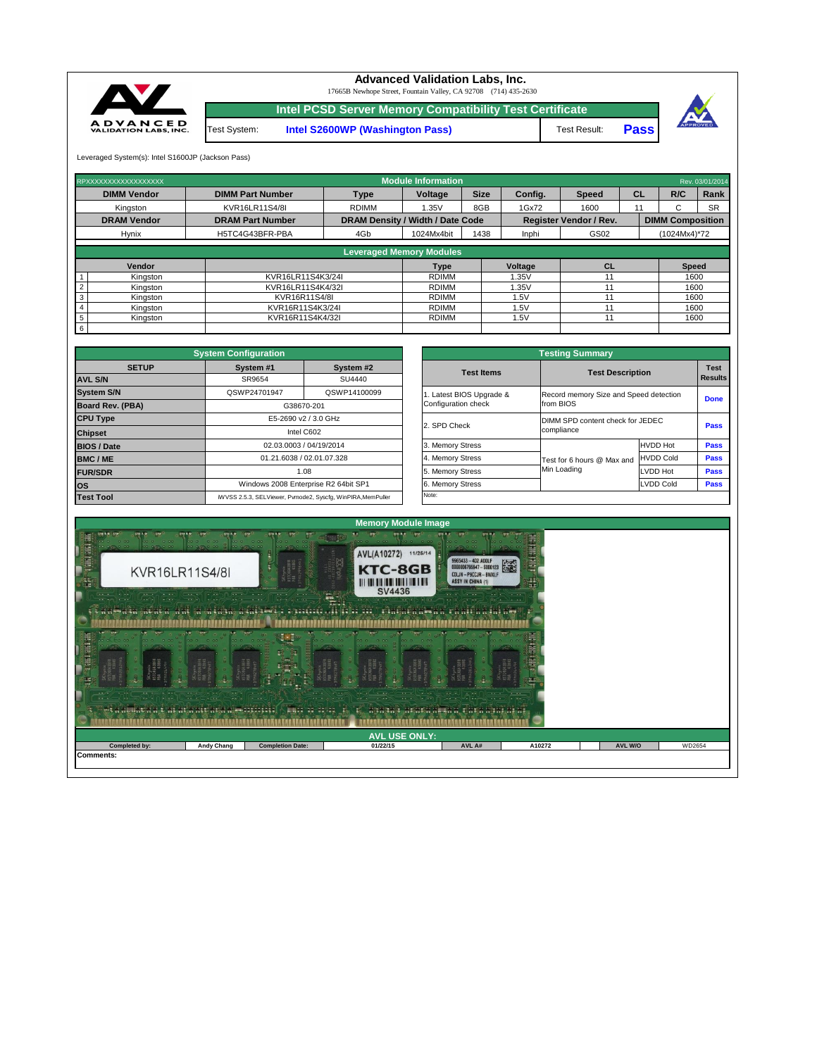# Advanced Validation Labs, Inc.

17665B Newhope Street, Fountain Valley, CA 92708 (714) 435-2630

## Intel PCSD Server Memory Compatibility Test Certificate

| Test System: | Intel S2600WP (Washington Pass) | Test Result: | Pass |
|---|---|---|---|

Leveraged System(s): Intel S1600JP (Jackson Pass)

### Module Information

RPXXXXXXXXXXXXXXXXXX — Rev. 03/01/2014

| DIMM Vendor | DIMM Part Number | Type | Voltage | Size | Config. | Speed | CL | R/C | Rank |
|---|---|---|---|---|---|---|---|---|---|
| Kingston | KVR16LR11S4/8I | RDIMM | 1.35V | 8GB | 1Gx72 | 1600 | 11 | C | SR |

| DRAM Vendor | DRAM Part Number | DRAM Density / Width / Date Code | | | Register Vendor / Rev. | | DIMM Composition |
|---|---|---|---|---|---|---|---|
| Hynix | H5TC4G43BFR-PBA | 4Gb | 1024Mx4bit | 1438 | Inphi | GS02 | (1024Mx4)*72 |

### Leveraged Memory Modules

| # | Vendor | | Type | Voltage | CL | Speed |
|---|---|---|---|---|---|---|
| 1 | Kingston | KVR16LR11S4K3/24I | RDIMM | 1.35V | 11 | 1600 |
| 2 | Kingston | KVR16LR11S4K4/32I | RDIMM | 1.35V | 11 | 1600 |
| 3 | Kingston | KVR16R11S4/8I | RDIMM | 1.5V | 11 | 1600 |
| 4 | Kingston | KVR16R11S4K3/24I | RDIMM | 1.5V | 11 | 1600 |
| 5 | Kingston | KVR16R11S4K4/32I | RDIMM | 1.5V | 11 | 1600 |
| 6 | | | | | | |

### System Configuration

| SETUP | System #1 | System #2 |
|---|---|---|
| AVL S/N | SR9654 | SU4440 |
| System S/N | QSWP24701947 | QSWP14100099 |
| Board Rev. (PBA) | G38670-201 | |
| CPU Type | E5-2690 v2 / 3.0 GHz | |
| Chipset | Intel C602 | |
| BIOS / Date | 02.03.0003 / 04/19/2014 | |
| BMC / ME | 01.21.6038 / 02.01.07.328 | |
| FUR/SDR | 1.08 | |
| OS | Windows 2008 Enterprise R2 64bit SP1 | |
| Test Tool | iWVSS 2.5.3, SELViewer, Pvmode2, Syscfg, WinPIRA,MemPuller | |

### Testing Summary

| Test Items | Test Description | | Test Results |
|---|---|---|---|
| 1. Latest BIOS Upgrade & Configuration check | Record memory Size and Speed detection from BIOS | | Done |
| 2. SPD Check | DIMM SPD content check for JEDEC compliance | | Pass |
| 3. Memory Stress | Test for 6 hours @ Max and Min Loading | HVDD Hot | Pass |
| 4. Memory Stress | | HVDD Cold | Pass |
| 5. Memory Stress | | LVDD Hot | Pass |
| 6. Memory Stress | | LVDD Cold | Pass |

Note:

### Memory Module Image

### AVL USE ONLY:

| Completed by: | Andy Chang | Completion Date: | 01/22/15 | AVL A# | A10272 | AVL W/O | WD2654 |
|---|---|---|---|---|---|---|---|

Comments: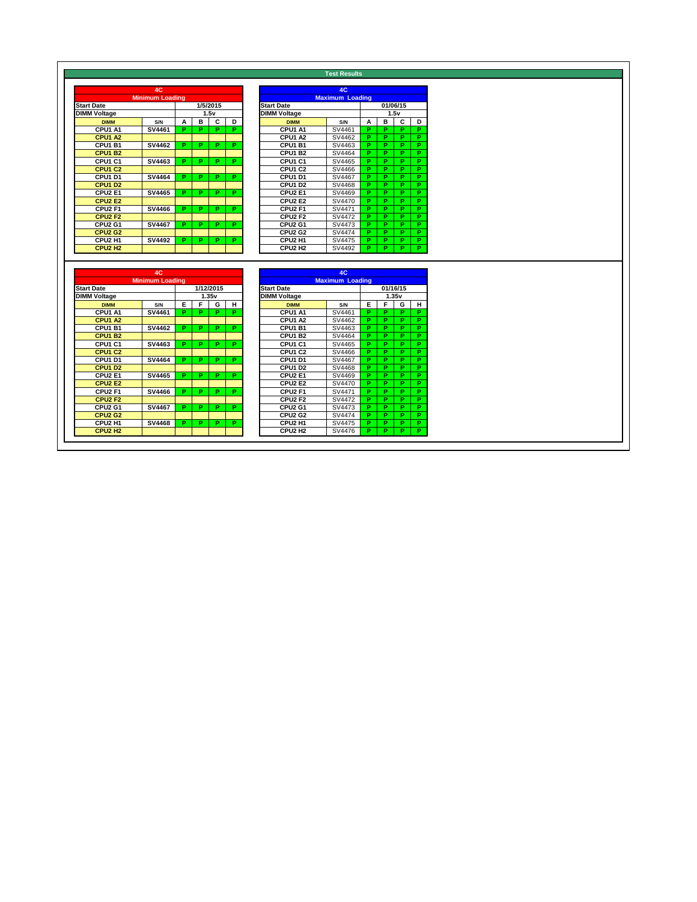## Test Results

| 4C Minimum Loading | | | | | |
|---|---|---|---|---|---|
| Start Date | | 1/5/2015 | | | |
| DIMM Voltage | | 1.5v | | | |
| DIMM | S/N | A | B | C | D |
| CPU1 A1 | SV4461 | P | P | P | P |
| CPU1 A2 | | | | | |
| CPU1 B1 | SV4462 | P | P | P | P |
| CPU1 B2 | | | | | |
| CPU1 C1 | SV4463 | P | P | P | P |
| CPU1 C2 | | | | | |
| CPU1 D1 | SV4464 | P | P | P | P |
| CPU1 D2 | | | | | |
| CPU2 E1 | SV4465 | P | P | P | P |
| CPU2 E2 | | | | | |
| CPU2 F1 | SV4466 | P | P | P | P |
| CPU2 F2 | | | | | |
| CPU2 G1 | SV4467 | P | P | P | P |
| CPU2 G2 | | | | | |
| CPU2 H1 | SV4492 | P | P | P | P |
| CPU2 H2 | | | | | |

| 4C Maximum Loading | | | | | |
|---|---|---|---|---|---|
| Start Date | | 01/06/15 | | | |
| DIMM Voltage | | 1.5v | | | |
| DIMM | S/N | A | B | C | D |
| CPU1 A1 | SV4461 | P | P | P | P |
| CPU1 A2 | SV4462 | P | P | P | P |
| CPU1 B1 | SV4463 | P | P | P | P |
| CPU1 B2 | SV4464 | P | P | P | P |
| CPU1 C1 | SV4465 | P | P | P | P |
| CPU1 C2 | SV4466 | P | P | P | P |
| CPU1 D1 | SV4467 | P | P | P | P |
| CPU1 D2 | SV4468 | P | P | P | P |
| CPU2 E1 | SV4469 | P | P | P | P |
| CPU2 E2 | SV4470 | P | P | P | P |
| CPU2 F1 | SV4471 | P | P | P | P |
| CPU2 F2 | SV4472 | P | P | P | P |
| CPU2 G1 | SV4473 | P | P | P | P |
| CPU2 G2 | SV4474 | P | P | P | P |
| CPU2 H1 | SV4475 | P | P | P | P |
| CPU2 H2 | SV4492 | P | P | P | P |

| 4C Minimum Loading | | | | | |
|---|---|---|---|---|---|
| Start Date | | 1/12/2015 | | | |
| DIMM Voltage | | 1.35v | | | |
| DIMM | S/N | E | F | G | H |
| CPU1 A1 | SV4461 | P | P | P | P |
| CPU1 A2 | | | | | |
| CPU1 B1 | SV4462 | P | P | P | P |
| CPU1 B2 | | | | | |
| CPU1 C1 | SV4463 | P | P | P | P |
| CPU1 C2 | | | | | |
| CPU1 D1 | SV4464 | P | P | P | P |
| CPU1 D2 | | | | | |
| CPU2 E1 | SV4465 | P | P | P | P |
| CPU2 E2 | | | | | |
| CPU2 F1 | SV4466 | P | P | P | P |
| CPU2 F2 | | | | | |
| CPU2 G1 | SV4467 | P | P | P | P |
| CPU2 G2 | | | | | |
| CPU2 H1 | SV4468 | P | P | P | P |
| CPU2 H2 | | | | | |

| 4C Maximum Loading | | | | | |
|---|---|---|---|---|---|
| Start Date | | 01/16/15 | | | |
| DIMM Voltage | | 1.35v | | | |
| DIMM | S/N | E | F | G | H |
| CPU1 A1 | SV4461 | P | P | P | P |
| CPU1 A2 | SV4462 | P | P | P | P |
| CPU1 B1 | SV4463 | P | P | P | P |
| CPU1 B2 | SV4464 | P | P | P | P |
| CPU1 C1 | SV4465 | P | P | P | P |
| CPU1 C2 | SV4466 | P | P | P | P |
| CPU1 D1 | SV4467 | P | P | P | P |
| CPU1 D2 | SV4468 | P | P | P | P |
| CPU2 E1 | SV4469 | P | P | P | P |
| CPU2 E2 | SV4470 | P | P | P | P |
| CPU2 F1 | SV4471 | P | P | P | P |
| CPU2 F2 | SV4472 | P | P | P | P |
| CPU2 G1 | SV4473 | P | P | P | P |
| CPU2 G2 | SV4474 | P | P | P | P |
| CPU2 H1 | SV4475 | P | P | P | P |
| CPU2 H2 | SV4476 | P | P | P | P |